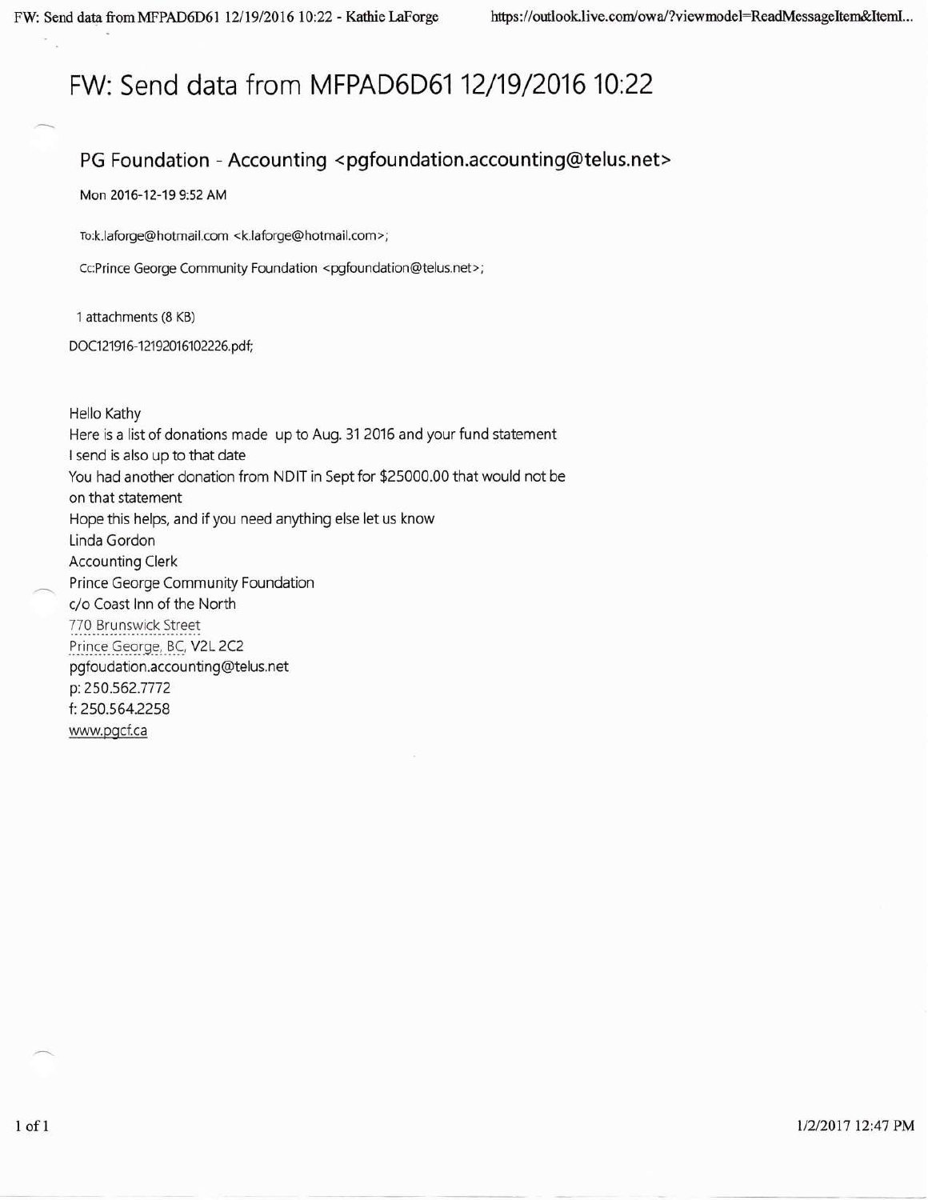# FW: Send data from MFPAD6D61 12/19/2016 10:22

## PG Foundation - Accounting <pgfoundation.accounting@telus.net>

Mon 2016-12-19 9:52 AM

To:k.laforge@hotmail.com <k.laforge@hotmail.com>;

Cc:Prince George Community Foundation <pgfoundation@telus.net>;

1 attachments (8 KB)

DOC121916-12192016102226.pdf;

Hello Kathy
Here is a list of donations made up to Aug. 31 2016 and your fund statement
I send is also up to that date
You had another donation from NDIT in Sept for $25000.00 that would not be on that statement
Hope this helps, and if you need anything else let us know
Linda Gordon
Accounting Clerk
Prince George Community Foundation
c/o Coast Inn of the North
770 Brunswick Street
Prince George, BC, V2L 2C2
pgfoudation.accounting@telus.net
p: 250.562.7772
f: 250.564.2258
www.pgcf.ca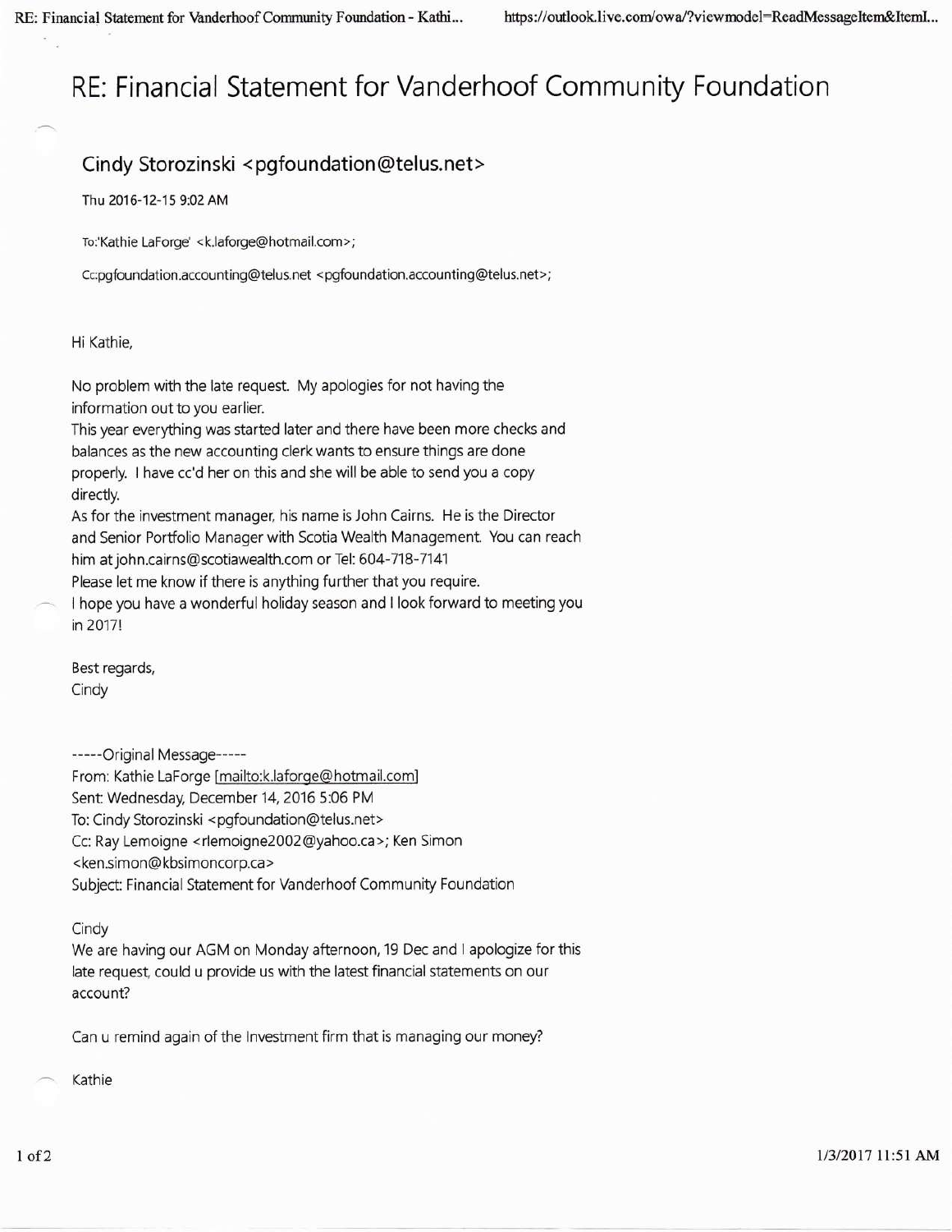# RE: Financial Statement for Vanderhoof Community Foundation

## Cindy Storozinski <pgfoundation@telus.net>

Thu 2016-12-15 9:02 AM

To:'Kathie LaForge' <k.laforge@hotmail.com>;

Cc:pgfoundation.accounting@telus.net <pgfoundation.accounting@telus.net>;

Hi Kathie,

No problem with the late request. My apologies for not having the information out to you earlier.
This year everything was started later and there have been more checks and balances as the new accounting clerk wants to ensure things are done properly. I have cc'd her on this and she will be able to send you a copy directly.
As for the investment manager, his name is John Cairns. He is the Director and Senior Portfolio Manager with Scotia Wealth Management. You can reach him at john.cairns@scotiawealth.com or Tel: 604-718-7141
Please let me know if there is anything further that you require.
I hope you have a wonderful holiday season and I look forward to meeting you in 2017!

Best regards,
Cindy

-----Original Message-----
From: Kathie LaForge [mailto:k.laforge@hotmail.com]
Sent: Wednesday, December 14, 2016 5:06 PM
To: Cindy Storozinski <pgfoundation@telus.net>
Cc: Ray Lemoigne <rlemoigne2002@yahoo.ca>; Ken Simon <ken.simon@kbsimoncorp.ca>
Subject: Financial Statement for Vanderhoof Community Foundation

Cindy
We are having our AGM on Monday afternoon, 19 Dec and I apologize for this late request, could u provide us with the latest financial statements on our account?

Can u remind again of the Investment firm that is managing our money?

Kathie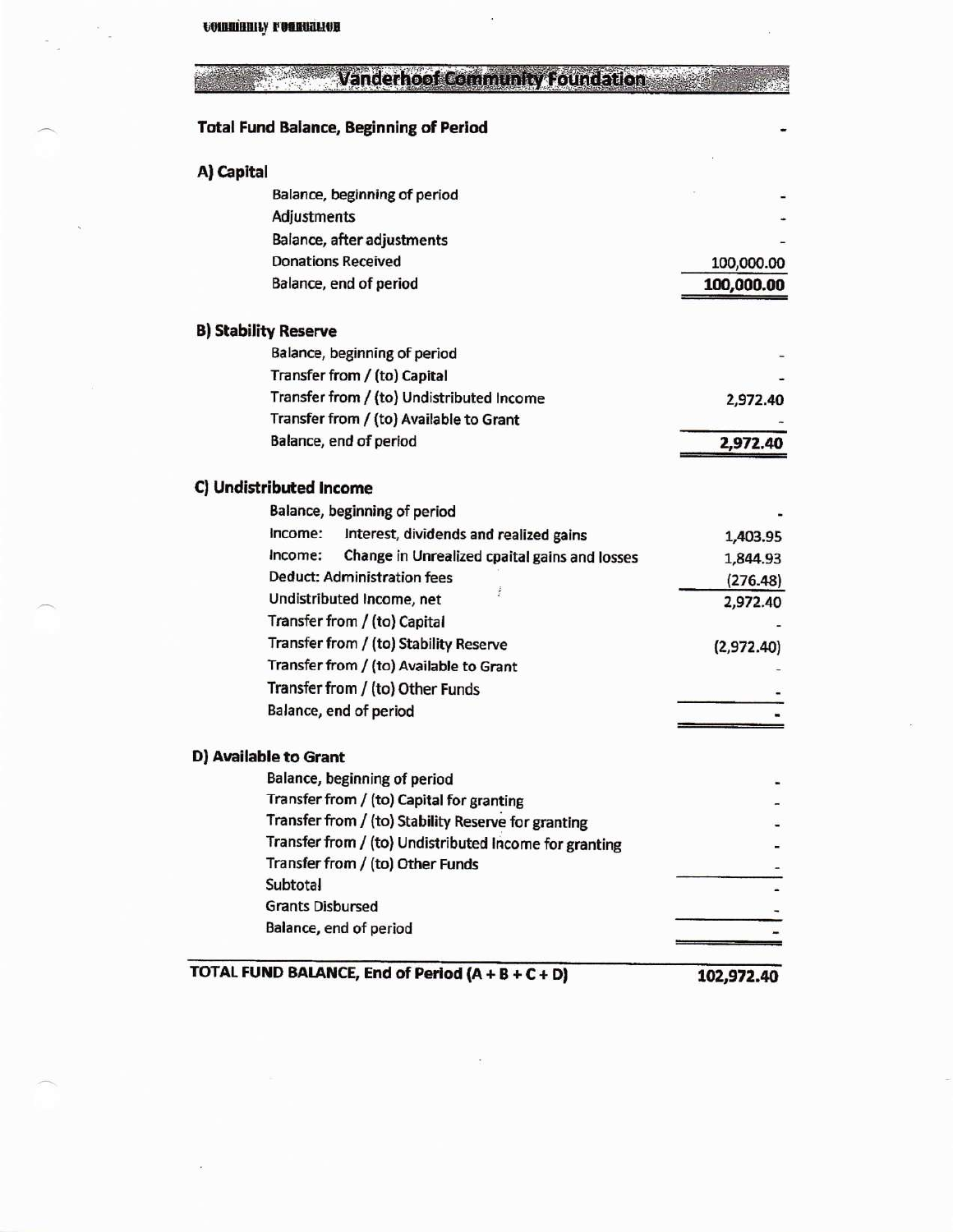# Vanderhoof Community Foundation

| | |
|---|---|
| **Total Fund Balance, Beginning of Period** | - |
| **A) Capital** | |
| Balance, beginning of period | - |
| Adjustments | - |
| Balance, after adjustments | - |
| Donations Received | 100,000.00 |
| Balance, end of period | **100,000.00** |
| **B) Stability Reserve** | |
| Balance, beginning of period | - |
| Transfer from / (to) Capital | - |
| Transfer from / (to) Undistributed Income | 2,972.40 |
| Transfer from / (to) Available to Grant | - |
| Balance, end of period | **2,972.40** |
| **C) Undistributed Income** | |
| Balance, beginning of period | - |
| Income: Interest, dividends and realized gains | 1,403.95 |
| Income: Change in Unrealized cpaital gains and losses | 1,844.93 |
| Deduct: Administration fees | (276.48) |
| Undistributed Income, net | 2,972.40 |
| Transfer from / (to) Capital | - |
| Transfer from / (to) Stability Reserve | (2,972.40) |
| Transfer from / (to) Available to Grant | - |
| Transfer from / (to) Other Funds | - |
| Balance, end of period | - |
| **D) Available to Grant** | |
| Balance, beginning of period | - |
| Transfer from / (to) Capital for granting | - |
| Transfer from / (to) Stability Reserve for granting | - |
| Transfer from / (to) Undistributed Income for granting | - |
| Transfer from / (to) Other Funds | - |
| Subtotal | - |
| Grants Disbursed | - |
| Balance, end of period | - |
| **TOTAL FUND BALANCE, End of Period (A + B + C + D)** | **102,972.40** |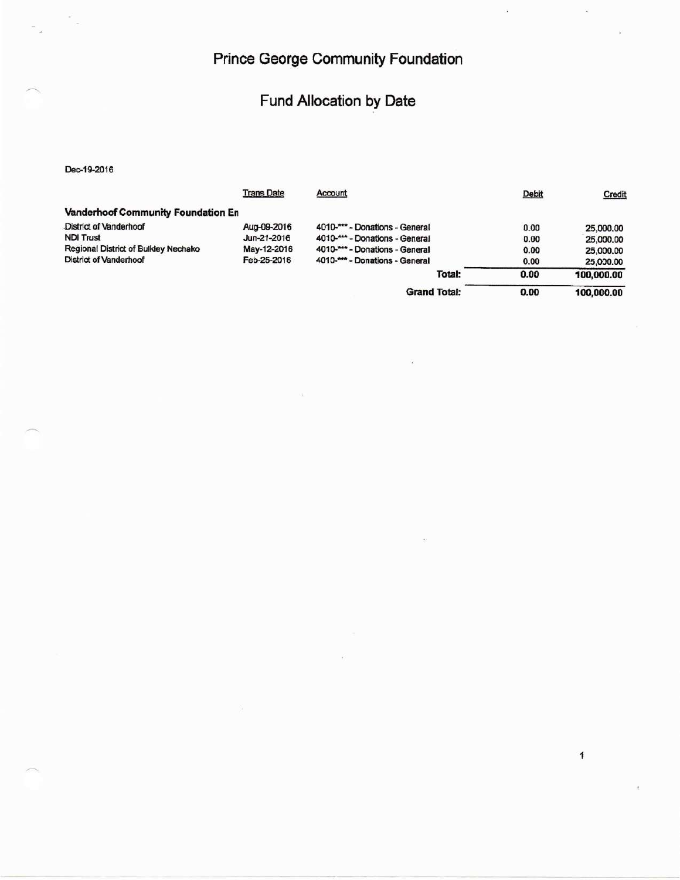# Prince George Community Foundation

## Fund Allocation by Date

Dec-19-2016

| | Trans Date | Account | Debit | Credit |
|---|---|---|---|---|
| **Vanderhoof Community Foundation En** | | | | |
| District of Vanderhoof | Aug-09-2016 | 4010-*** - Donations - General | 0.00 | 25,000.00 |
| NDI Trust | Jun-21-2016 | 4010-*** - Donations - General | 0.00 | 25,000.00 |
| Regional District of Bulkley Nechako | May-12-2016 | 4010-*** - Donations - General | 0.00 | 25,000.00 |
| District of Vanderhoof | Feb-25-2016 | 4010-*** - Donations - General | 0.00 | 25,000.00 |
| | | **Total:** | **0.00** | **100,000.00** |
| | | **Grand Total:** | **0.00** | **100,000.00** |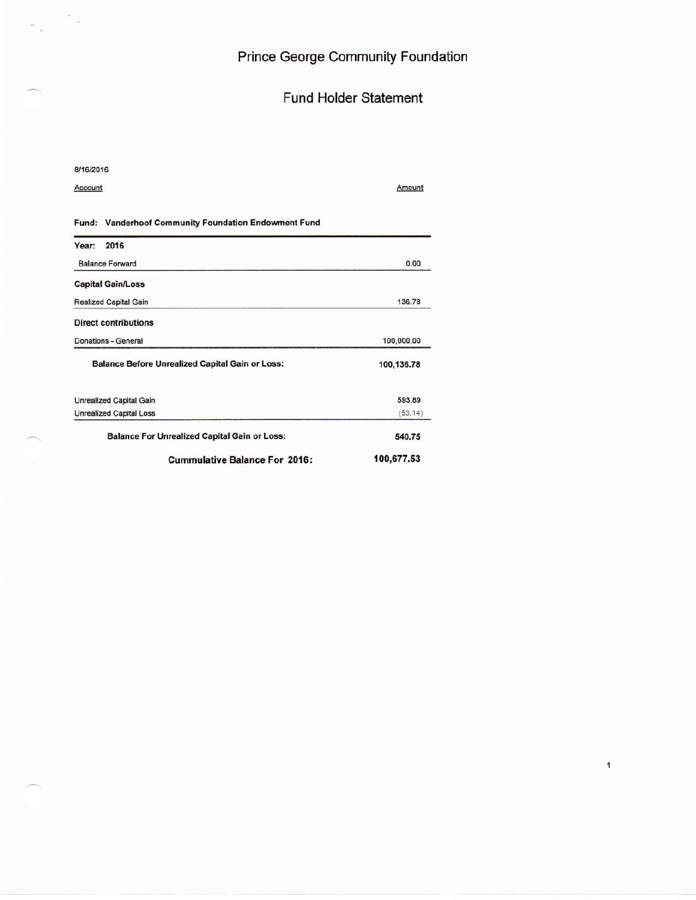# Prince George Community Foundation

## Fund Holder Statement

8/16/2016

| Account | Amount |
|---|---|
| **Fund: Vanderhoof Community Foundation Endowment Fund** | |
| **Year: 2016** | |
| Balance Forward | 0.00 |
| **Capital Gain/Loss** | |
| Realized Capital Gain | 136.78 |
| **Direct contributions** | |
| Donations - General | 100,000.00 |
| **Balance Before Unrealized Capital Gain or Loss:** | **100,136.78** |
| Unrealized Capital Gain | 593.89 |
| Unrealized Capital Loss | (53.14) |
| **Balance For Unrealized Capital Gain or Loss:** | **540.75** |
| **Cummulative Balance For 2016:** | **100,677.53** |